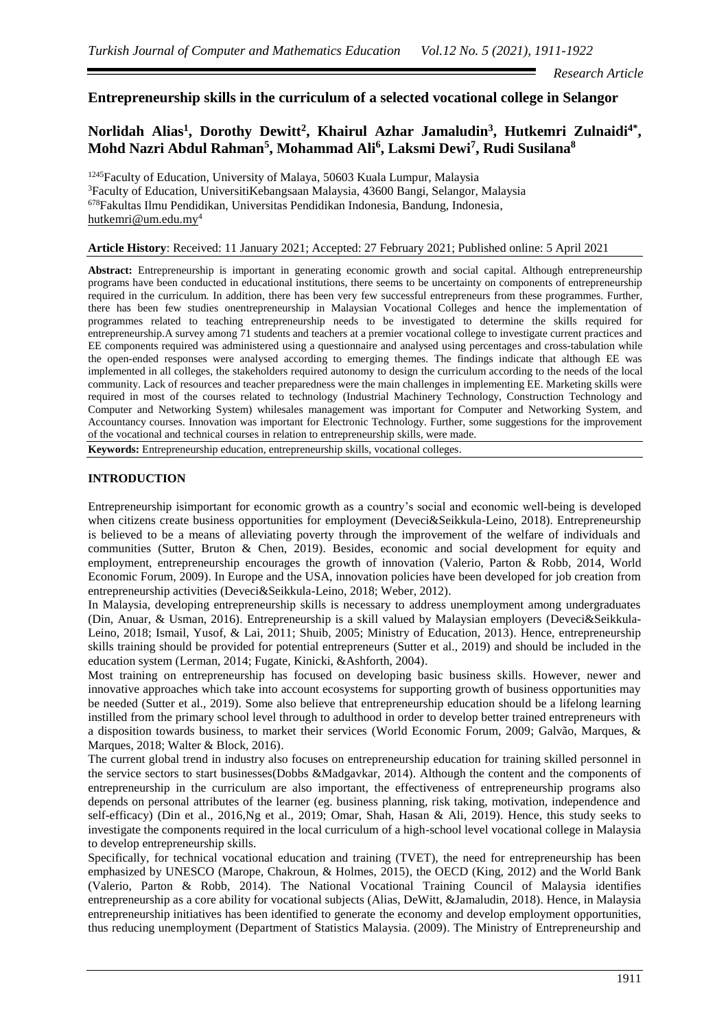*Research Article*

# Entrepreneurship skills in the curriculum of a selected vocational college in Selangor

**Norlidah Alias[1], Dorothy Dewitt[2], Khairul Azhar Jamaludin[3], Hutkemri Zulnaidi[4*], Mohd Nazri Abdul Rahman[5], Mohammad Ali[6], Laksmi Dewi[7], Rudi Susilana[8]**

[1245]Faculty of Education, University of Malaya, 50603 Kuala Lumpur, Malaysia
[3]Faculty of Education, UniversitiKebangsaan Malaysia, 43600 Bangi, Selangor, Malaysia
[678]Fakultas Ilmu Pendidikan, Universitas Pendidikan Indonesia, Bandung, Indonesia,
hutkemri@um.edu.my[4]

**Article History**: Received: 11 January 2021; Accepted: 27 February 2021; Published online: 5 April 2021

**Abstract:** Entrepreneurship is important in generating economic growth and social capital. Although entrepreneurship programs have been conducted in educational institutions, there seems to be uncertainty on components of entrepreneurship required in the curriculum. In addition, there has been very few successful entrepreneurs from these programmes. Further, there has been few studies onentrepreneurship in Malaysian Vocational Colleges and hence the implementation of programmes related to teaching entrepreneurship needs to be investigated to determine the skills required for entrepreneurship.A survey among 71 students and teachers at a premier vocational college to investigate current practices and EE components required was administered using a questionnaire and analysed using percentages and cross-tabulation while the open-ended responses were analysed according to emerging themes. The findings indicate that although EE was implemented in all colleges, the stakeholders required autonomy to design the curriculum according to the needs of the local community. Lack of resources and teacher preparedness were the main challenges in implementing EE. Marketing skills were required in most of the courses related to technology (Industrial Machinery Technology, Construction Technology and Computer and Networking System) whilesales management was important for Computer and Networking System, and Accountancy courses. Innovation was important for Electronic Technology. Further, some suggestions for the improvement of the vocational and technical courses in relation to entrepreneurship skills, were made.

**Keywords:** Entrepreneurship education, entrepreneurship skills, vocational colleges.

## INTRODUCTION

Entrepreneurship isimportant for economic growth as a country's social and economic well-being is developed when citizens create business opportunities for employment (Deveci&Seikkula-Leino, 2018). Entrepreneurship is believed to be a means of alleviating poverty through the improvement of the welfare of individuals and communities (Sutter, Bruton & Chen, 2019). Besides, economic and social development for equity and employment, entrepreneurship encourages the growth of innovation (Valerio, Parton & Robb, 2014, World Economic Forum, 2009). In Europe and the USA, innovation policies have been developed for job creation from entrepreneurship activities (Deveci&Seikkula-Leino, 2018; Weber, 2012).

In Malaysia, developing entrepreneurship skills is necessary to address unemployment among undergraduates (Din, Anuar, & Usman, 2016). Entrepreneurship is a skill valued by Malaysian employers (Deveci&Seikkula-Leino, 2018; Ismail, Yusof, & Lai, 2011; Shuib, 2005; Ministry of Education, 2013). Hence, entrepreneurship skills training should be provided for potential entrepreneurs (Sutter et al., 2019) and should be included in the education system (Lerman, 2014; Fugate, Kinicki, &Ashforth, 2004).

Most training on entrepreneurship has focused on developing basic business skills. However, newer and innovative approaches which take into account ecosystems for supporting growth of business opportunities may be needed (Sutter et al., 2019). Some also believe that entrepreneurship education should be a lifelong learning instilled from the primary school level through to adulthood in order to develop better trained entrepreneurs with a disposition towards business, to market their services (World Economic Forum, 2009; Galvão, Marques, & Marques, 2018; Walter & Block, 2016).

The current global trend in industry also focuses on entrepreneurship education for training skilled personnel in the service sectors to start businesses(Dobbs &Madgavkar, 2014). Although the content and the components of entrepreneurship in the curriculum are also important, the effectiveness of entrepreneurship programs also depends on personal attributes of the learner (eg. business planning, risk taking, motivation, independence and self-efficacy) (Din et al., 2016,Ng et al., 2019; Omar, Shah, Hasan & Ali, 2019). Hence, this study seeks to investigate the components required in the local curriculum of a high-school level vocational college in Malaysia to develop entrepreneurship skills.

Specifically, for technical vocational education and training (TVET), the need for entrepreneurship has been emphasized by UNESCO (Marope, Chakroun, & Holmes, 2015), the OECD (King, 2012) and the World Bank (Valerio, Parton & Robb, 2014). The National Vocational Training Council of Malaysia identifies entrepreneurship as a core ability for vocational subjects (Alias, DeWitt, &Jamaludin, 2018). Hence, in Malaysia entrepreneurship initiatives has been identified to generate the economy and develop employment opportunities, thus reducing unemployment (Department of Statistics Malaysia. (2009). The Ministry of Entrepreneurship and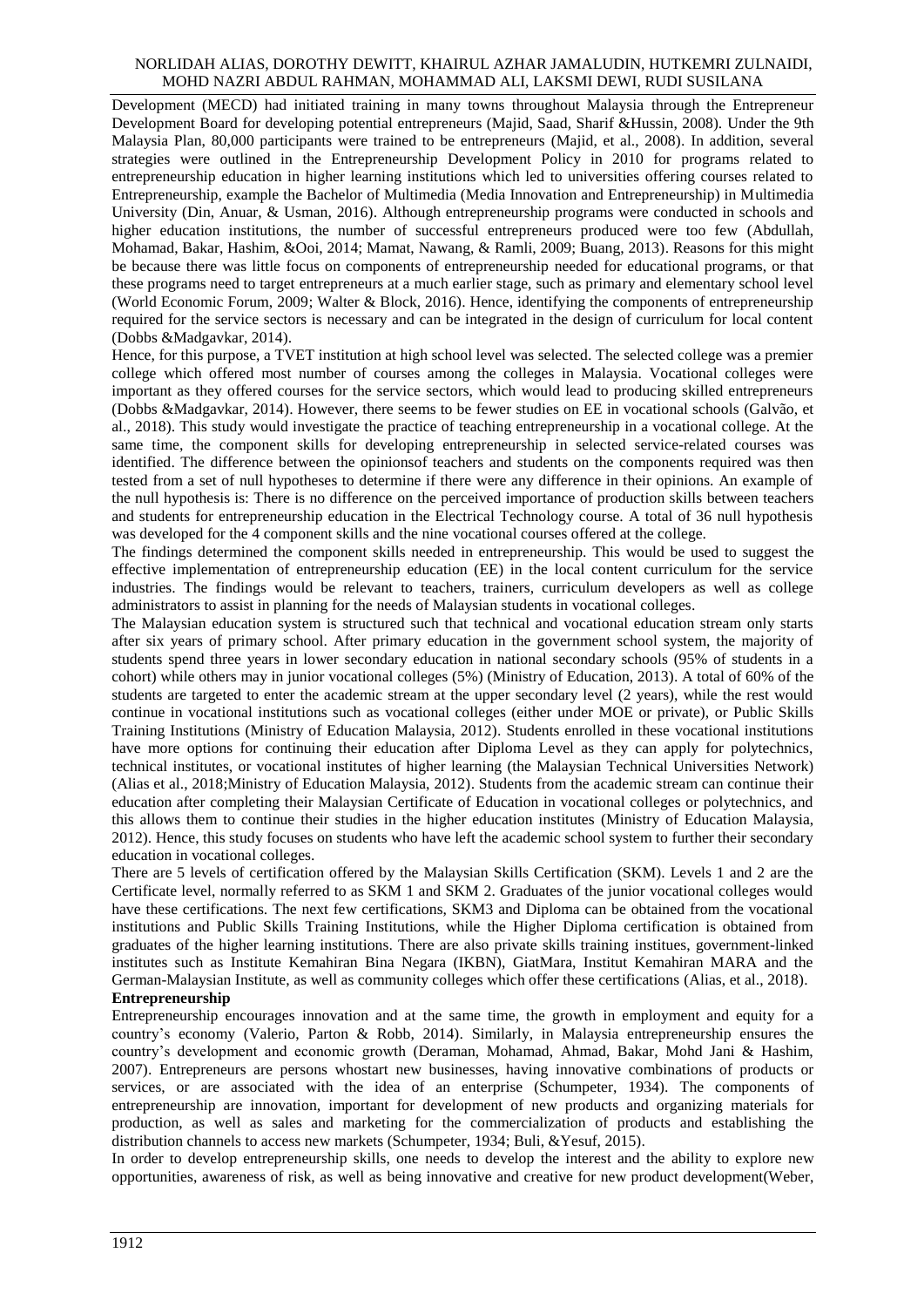Development (MECD) had initiated training in many towns throughout Malaysia through the Entrepreneur Development Board for developing potential entrepreneurs (Majid, Saad, Sharif &Hussin, 2008). Under the 9th Malaysia Plan, 80,000 participants were trained to be entrepreneurs (Majid, et al., 2008). In addition, several strategies were outlined in the Entrepreneurship Development Policy in 2010 for programs related to entrepreneurship education in higher learning institutions which led to universities offering courses related to Entrepreneurship, example the Bachelor of Multimedia (Media Innovation and Entrepreneurship) in Multimedia University (Din, Anuar, & Usman, 2016). Although entrepreneurship programs were conducted in schools and higher education institutions, the number of successful entrepreneurs produced were too few (Abdullah, Mohamad, Bakar, Hashim, &Ooi, 2014; Mamat, Nawang, & Ramli, 2009; Buang, 2013). Reasons for this might be because there was little focus on components of entrepreneurship needed for educational programs, or that these programs need to target entrepreneurs at a much earlier stage, such as primary and elementary school level (World Economic Forum, 2009; Walter & Block, 2016). Hence, identifying the components of entrepreneurship required for the service sectors is necessary and can be integrated in the design of curriculum for local content (Dobbs &Madgavkar, 2014).

Hence, for this purpose, a TVET institution at high school level was selected. The selected college was a premier college which offered most number of courses among the colleges in Malaysia. Vocational colleges were important as they offered courses for the service sectors, which would lead to producing skilled entrepreneurs (Dobbs &Madgavkar, 2014). However, there seems to be fewer studies on EE in vocational schools (Galvão, et al., 2018). This study would investigate the practice of teaching entrepreneurship in a vocational college. At the same time, the component skills for developing entrepreneurship in selected service-related courses was identified. The difference between the opinionsof teachers and students on the components required was then tested from a set of null hypotheses to determine if there were any difference in their opinions. An example of the null hypothesis is: There is no difference on the perceived importance of production skills between teachers and students for entrepreneurship education in the Electrical Technology course. A total of 36 null hypothesis was developed for the 4 component skills and the nine vocational courses offered at the college.

The findings determined the component skills needed in entrepreneurship. This would be used to suggest the effective implementation of entrepreneurship education (EE) in the local content curriculum for the service industries. The findings would be relevant to teachers, trainers, curriculum developers as well as college administrators to assist in planning for the needs of Malaysian students in vocational colleges.

The Malaysian education system is structured such that technical and vocational education stream only starts after six years of primary school. After primary education in the government school system, the majority of students spend three years in lower secondary education in national secondary schools (95% of students in a cohort) while others may in junior vocational colleges (5%) (Ministry of Education, 2013). A total of 60% of the students are targeted to enter the academic stream at the upper secondary level (2 years), while the rest would continue in vocational institutions such as vocational colleges (either under MOE or private), or Public Skills Training Institutions (Ministry of Education Malaysia, 2012). Students enrolled in these vocational institutions have more options for continuing their education after Diploma Level as they can apply for polytechnics, technical institutes, or vocational institutes of higher learning (the Malaysian Technical Universities Network) (Alias et al., 2018;Ministry of Education Malaysia, 2012). Students from the academic stream can continue their education after completing their Malaysian Certificate of Education in vocational colleges or polytechnics, and this allows them to continue their studies in the higher education institutes (Ministry of Education Malaysia, 2012). Hence, this study focuses on students who have left the academic school system to further their secondary education in vocational colleges.

There are 5 levels of certification offered by the Malaysian Skills Certification (SKM). Levels 1 and 2 are the Certificate level, normally referred to as SKM 1 and SKM 2. Graduates of the junior vocational colleges would have these certifications. The next few certifications, SKM3 and Diploma can be obtained from the vocational institutions and Public Skills Training Institutions, while the Higher Diploma certification is obtained from graduates of the higher learning institutions. There are also private skills training institues, government-linked institutes such as Institute Kemahiran Bina Negara (IKBN), GiatMara, Institut Kemahiran MARA and the German-Malaysian Institute, as well as community colleges which offer these certifications (Alias, et al., 2018).

## Entrepreneurship

Entrepreneurship encourages innovation and at the same time, the growth in employment and equity for a country's economy (Valerio, Parton & Robb, 2014). Similarly, in Malaysia entrepreneurship ensures the country's development and economic growth (Deraman, Mohamad, Ahmad, Bakar, Mohd Jani & Hashim, 2007). Entrepreneurs are persons whostart new businesses, having innovative combinations of products or services, or are associated with the idea of an enterprise (Schumpeter, 1934). The components of entrepreneurship are innovation, important for development of new products and organizing materials for production, as well as sales and marketing for the commercialization of products and establishing the distribution channels to access new markets (Schumpeter, 1934; Buli, &Yesuf, 2015).

In order to develop entrepreneurship skills, one needs to develop the interest and the ability to explore new opportunities, awareness of risk, as well as being innovative and creative for new product development(Weber,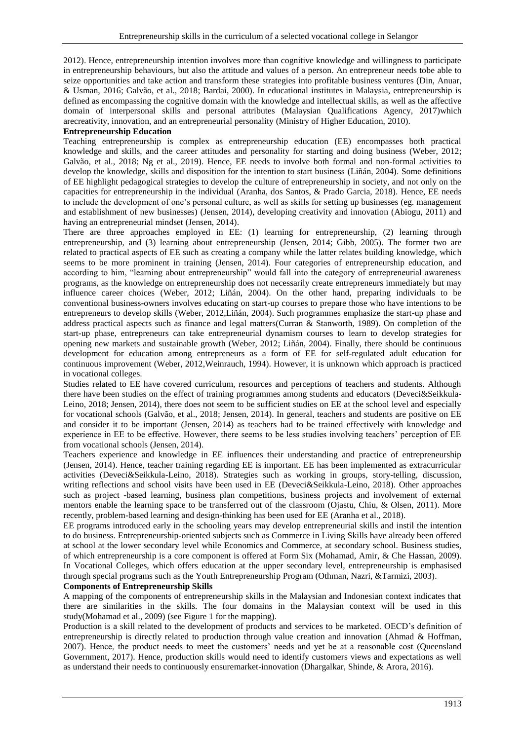2012). Hence, entrepreneurship intention involves more than cognitive knowledge and willingness to participate in entrepreneurship behaviours, but also the attitude and values of a person. An entrepreneur needs tobe able to seize opportunities and take action and transform these strategies into profitable business ventures (Din, Anuar, & Usman, 2016; Galvão, et al., 2018; Bardai, 2000). In educational institutes in Malaysia, entrepreneurship is defined as encompassing the cognitive domain with the knowledge and intellectual skills, as well as the affective domain of interpersonal skills and personal attributes (Malaysian Qualifications Agency, 2017)which arecreativity, innovation, and an entrepreneurial personality (Ministry of Higher Education, 2010).

**Entrepreneurship Education**

Teaching entrepreneurship is complex as entrepreneurship education (EE) encompasses both practical knowledge and skills, and the career attitudes and personality for starting and doing business (Weber, 2012; Galvão, et al., 2018; Ng et al., 2019). Hence, EE needs to involve both formal and non-formal activities to develop the knowledge, skills and disposition for the intention to start business (Liñán, 2004). Some definitions of EE highlight pedagogical strategies to develop the culture of entrepreneurship in society, and not only on the capacities for entrepreneurship in the individual (Aranha, dos Santos, & Prado Garcia, 2018). Hence, EE needs to include the development of one's personal culture, as well as skills for setting up businesses (eg. management and establishment of new businesses) (Jensen, 2014), developing creativity and innovation (Abiogu, 2011) and having an entrepreneurial mindset (Jensen, 2014).

There are three approaches employed in EE: (1) learning for entrepreneurship, (2) learning through entrepreneurship, and (3) learning about entrepreneurship (Jensen, 2014; Gibb, 2005). The former two are related to practical aspects of EE such as creating a company while the latter relates building knowledge, which seems to be more prominent in training (Jensen, 2014). Four categories of entrepreneurship education, and according to him, "learning about entrepreneurship" would fall into the category of entrepreneurial awareness programs, as the knowledge on entrepreneurship does not necessarily create entrepreneurs immediately but may influence career choices (Weber, 2012; Liñán, 2004). On the other hand, preparing individuals to be conventional business-owners involves educating on start-up courses to prepare those who have intentions to be entrepreneurs to develop skills (Weber, 2012,Liñán, 2004). Such programmes emphasize the start-up phase and address practical aspects such as finance and legal matters(Curran & Stanworth, 1989). On completion of the start-up phase, entrepreneurs can take entrepreneurial dynamism courses to learn to develop strategies for opening new markets and sustainable growth (Weber, 2012; Liñán, 2004). Finally, there should be continuous development for education among entrepreneurs as a form of EE for self-regulated adult education for continuous improvement (Weber, 2012,Weinrauch, 1994). However, it is unknown which approach is practiced in vocational colleges.

Studies related to EE have covered curriculum, resources and perceptions of teachers and students. Although there have been studies on the effect of training programmes among students and educators (Deveci&Seikkula-Leino, 2018; Jensen, 2014), there does not seem to be sufficient studies on EE at the school level and especially for vocational schools (Galvão, et al., 2018; Jensen, 2014). In general, teachers and students are positive on EE and consider it to be important (Jensen, 2014) as teachers had to be trained effectively with knowledge and experience in EE to be effective. However, there seems to be less studies involving teachers' perception of EE from vocational schools (Jensen, 2014).

Teachers experience and knowledge in EE influences their understanding and practice of entrepreneurship (Jensen, 2014). Hence, teacher training regarding EE is important. EE has been implemented as extracurricular activities (Deveci&Seikkula-Leino, 2018). Strategies such as working in groups, story-telling, discussion, writing reflections and school visits have been used in EE (Deveci&Seikkula-Leino, 2018). Other approaches such as project -based learning, business plan competitions, business projects and involvement of external mentors enable the learning space to be transferred out of the classroom (Ojastu, Chiu, & Olsen, 2011). More recently, problem-based learning and design-thinking has been used for EE (Aranha et al., 2018).

EE programs introduced early in the schooling years may develop entrepreneurial skills and instil the intention to do business. Entrepreneurship-oriented subjects such as Commerce in Living Skills have already been offered at school at the lower secondary level while Economics and Commerce, at secondary school. Business studies, of which entrepreneurship is a core component is offered at Form Six (Mohamad, Amir, & Che Hassan, 2009). In Vocational Colleges, which offers education at the upper secondary level, entrepreneurship is emphasised through special programs such as the Youth Entrepreneurship Program (Othman, Nazri, &Tarmizi, 2003).

**Components of Entrepreneurship Skills**

A mapping of the components of entrepreneurship skills in the Malaysian and Indonesian context indicates that there are similarities in the skills. The four domains in the Malaysian context will be used in this study(Mohamad et al., 2009) (see Figure 1 for the mapping).

Production is a skill related to the development of products and services to be marketed. OECD's definition of entrepreneurship is directly related to production through value creation and innovation (Ahmad & Hoffman, 2007). Hence, the product needs to meet the customers' needs and yet be at a reasonable cost (Queensland Government, 2017). Hence, production skills would need to identify customers views and expectations as well as understand their needs to continuously ensuremarket-innovation (Dhargalkar, Shinde, & Arora, 2016).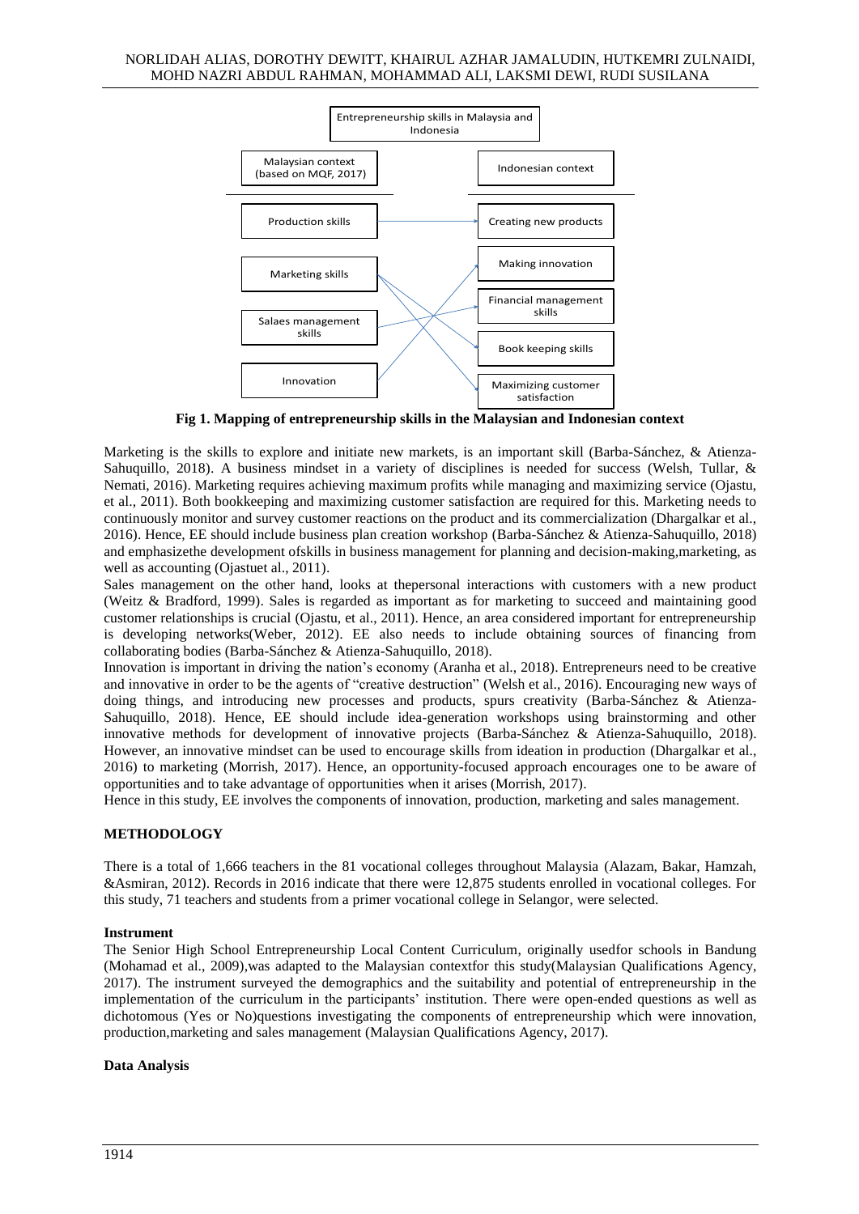Entrepreneurship skills in Malaysia and Indonesia

| Malaysian context (based on MQF, 2017) | Indonesian context |
|---|---|
| Production skills | Creating new products |
| Marketing skills | Making innovation |
| Salaes management skills | Financial management skills |
| Innovation | Book keeping skills |
| | Maximizing customer satisfaction |

**Fig 1. Mapping of entrepreneurship skills in the Malaysian and Indonesian context**

Marketing is the skills to explore and initiate new markets, is an important skill (Barba-Sánchez, & Atienza-Sahuquillo, 2018). A business mindset in a variety of disciplines is needed for success (Welsh, Tullar, & Nemati, 2016). Marketing requires achieving maximum profits while managing and maximizing service (Ojastu, et al., 2011). Both bookkeeping and maximizing customer satisfaction are required for this. Marketing needs to continuously monitor and survey customer reactions on the product and its commercialization (Dhargalkar et al., 2016). Hence, EE should include business plan creation workshop (Barba-Sánchez & Atienza-Sahuquillo, 2018) and emphasizethe development ofskills in business management for planning and decision-making,marketing, as well as accounting (Ojastuet al., 2011).

Sales management on the other hand, looks at thepersonal interactions with customers with a new product (Weitz & Bradford, 1999). Sales is regarded as important as for marketing to succeed and maintaining good customer relationships is crucial (Ojastu, et al., 2011). Hence, an area considered important for entrepreneurship is developing networks(Weber, 2012). EE also needs to include obtaining sources of financing from collaborating bodies (Barba-Sánchez & Atienza-Sahuquillo, 2018).

Innovation is important in driving the nation's economy (Aranha et al., 2018). Entrepreneurs need to be creative and innovative in order to be the agents of "creative destruction" (Welsh et al., 2016). Encouraging new ways of doing things, and introducing new processes and products, spurs creativity (Barba-Sánchez & Atienza-Sahuquillo, 2018). Hence, EE should include idea-generation workshops using brainstorming and other innovative methods for development of innovative projects (Barba-Sánchez & Atienza-Sahuquillo, 2018). However, an innovative mindset can be used to encourage skills from ideation in production (Dhargalkar et al., 2016) to marketing (Morrish, 2017). Hence, an opportunity-focused approach encourages one to be aware of opportunities and to take advantage of opportunities when it arises (Morrish, 2017).

Hence in this study, EE involves the components of innovation, production, marketing and sales management.

## METHODOLOGY

There is a total of 1,666 teachers in the 81 vocational colleges throughout Malaysia (Alazam, Bakar, Hamzah, &Asmiran, 2012). Records in 2016 indicate that there were 12,875 students enrolled in vocational colleges. For this study, 71 teachers and students from a primer vocational college in Selangor, were selected.

### Instrument

The Senior High School Entrepreneurship Local Content Curriculum, originally usedfor schools in Bandung (Mohamad et al., 2009),was adapted to the Malaysian contextfor this study(Malaysian Qualifications Agency, 2017). The instrument surveyed the demographics and the suitability and potential of entrepreneurship in the implementation of the curriculum in the participants' institution. There were open-ended questions as well as dichotomous (Yes or No)questions investigating the components of entrepreneurship which were innovation, production,marketing and sales management (Malaysian Qualifications Agency, 2017).

### Data Analysis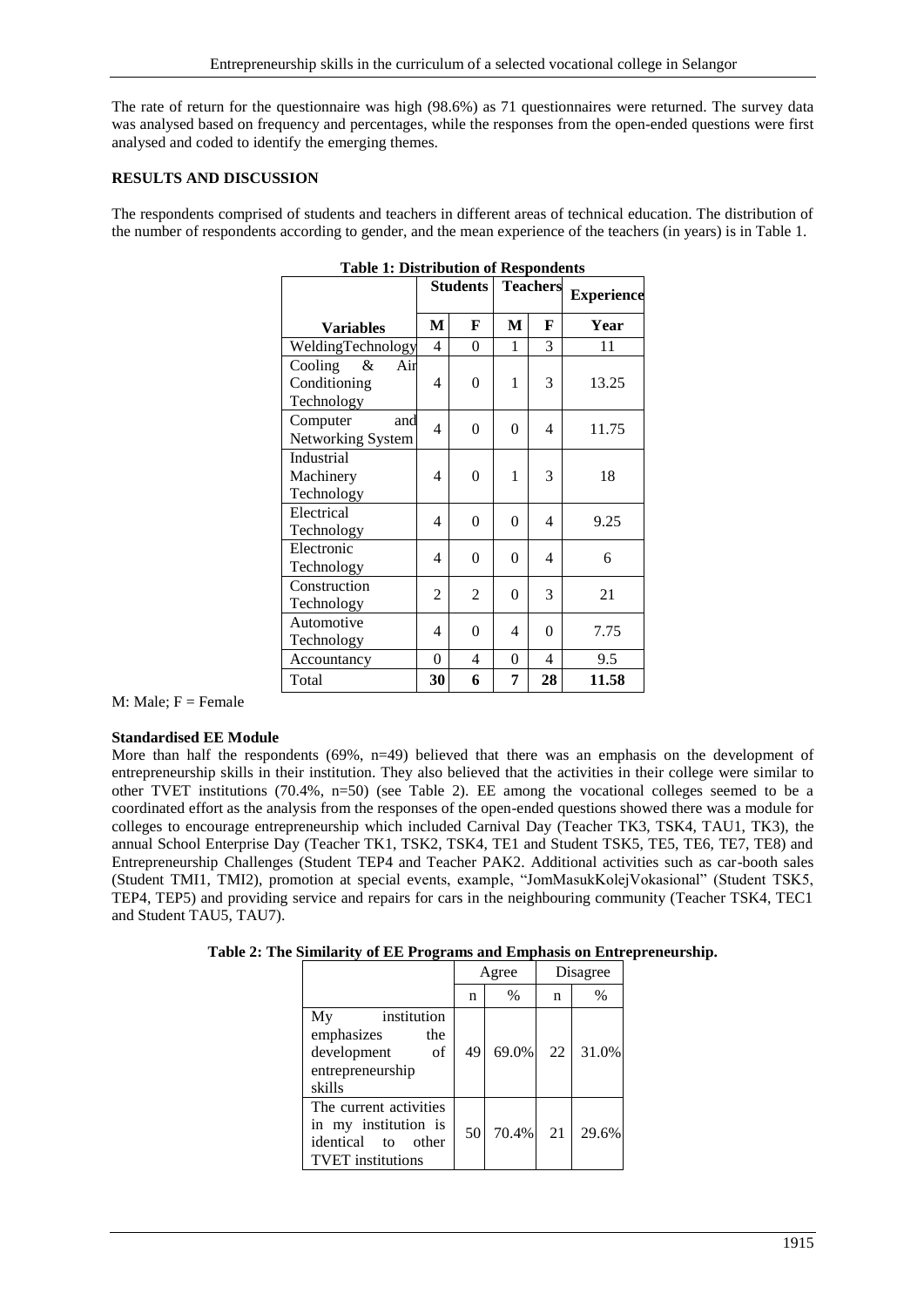The rate of return for the questionnaire was high (98.6%) as 71 questionnaires were returned. The survey data was analysed based on frequency and percentages, while the responses from the open-ended questions were first analysed and coded to identify the emerging themes.

## RESULTS AND DISCUSSION

The respondents comprised of students and teachers in different areas of technical education. The distribution of the number of respondents according to gender, and the mean experience of the teachers (in years) is in Table 1.

**Table 1: Distribution of Respondents**

| | Students | | Teachers | | Experience |
|---|---|---|---|---|---|
| **Variables** | **M** | **F** | **M** | **F** | **Year** |
| WeldingTechnology | 4 | 0 | 1 | 3 | 11 |
| Cooling & Air Conditioning Technology | 4 | 0 | 1 | 3 | 13.25 |
| Computer and Networking System | 4 | 0 | 0 | 4 | 11.75 |
| Industrial Machinery Technology | 4 | 0 | 1 | 3 | 18 |
| Electrical Technology | 4 | 0 | 0 | 4 | 9.25 |
| Electronic Technology | 4 | 0 | 0 | 4 | 6 |
| Construction Technology | 2 | 2 | 0 | 3 | 21 |
| Automotive Technology | 4 | 0 | 4 | 0 | 7.75 |
| Accountancy | 0 | 4 | 0 | 4 | 9.5 |
| Total | **30** | **6** | **7** | **28** | **11.58** |

M: Male; F = Female

### Standardised EE Module

More than half the respondents (69%, n=49) believed that there was an emphasis on the development of entrepreneurship skills in their institution. They also believed that the activities in their college were similar to other TVET institutions (70.4%, n=50) (see Table 2). EE among the vocational colleges seemed to be a coordinated effort as the analysis from the responses of the open-ended questions showed there was a module for colleges to encourage entrepreneurship which included Carnival Day (Teacher TK3, TSK4, TAU1, TK3), the annual School Enterprise Day (Teacher TK1, TSK2, TSK4, TE1 and Student TSK5, TE5, TE6, TE7, TE8) and Entrepreneurship Challenges (Student TEP4 and Teacher PAK2. Additional activities such as car-booth sales (Student TMI1, TMI2), promotion at special events, example, "JomMasukKolejVokasional" (Student TSK5, TEP4, TEP5) and providing service and repairs for cars in the neighbouring community (Teacher TSK4, TEC1 and Student TAU5, TAU7).

**Table 2: The Similarity of EE Programs and Emphasis on Entrepreneurship.**

| | Agree | | Disagree | |
|---|---|---|---|---|
| | n | % | n | % |
| My institution emphasizes the development of entrepreneurship skills | 49 | 69.0% | 22 | 31.0% |
| The current activities in my institution is identical to other TVET institutions | 50 | 70.4% | 21 | 29.6% |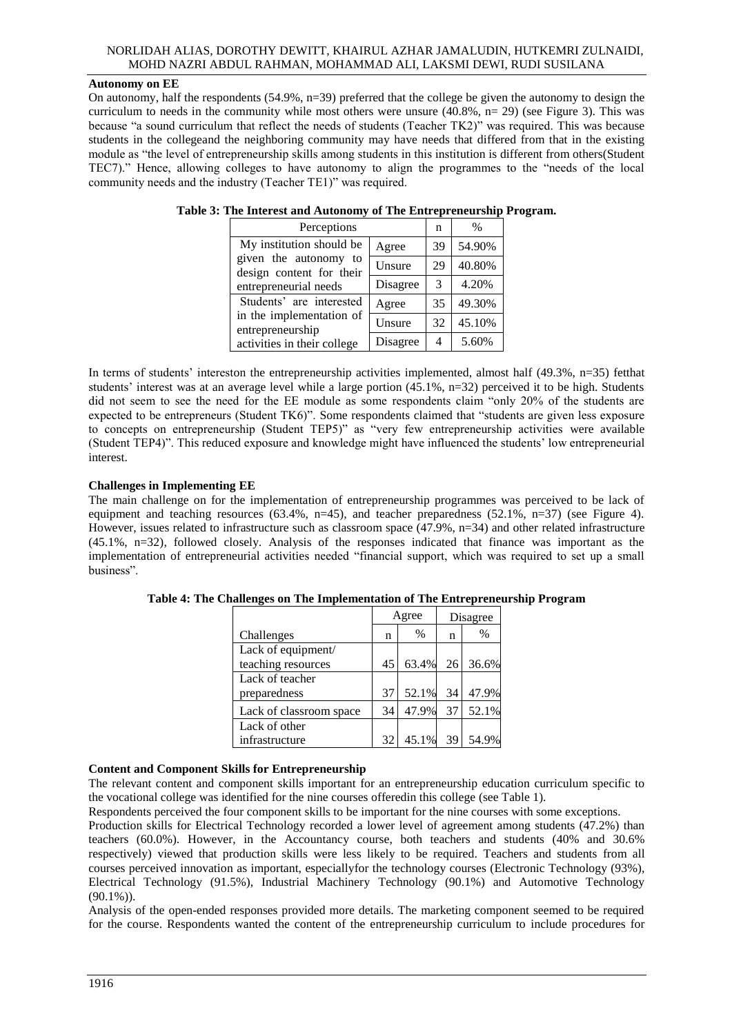**Autonomy on EE**

On autonomy, half the respondents (54.9%, n=39) preferred that the college be given the autonomy to design the curriculum to needs in the community while most others were unsure (40.8%, n= 29) (see Figure 3). This was because "a sound curriculum that reflect the needs of students (Teacher TK2)" was required. This was because students in the collegeand the neighboring community may have needs that differed from that in the existing module as "the level of entrepreneurship skills among students in this institution is different from others(Student TEC7)." Hence, allowing colleges to have autonomy to align the programmes to the "needs of the local community needs and the industry (Teacher TE1)" was required.

**Table 3: The Interest and Autonomy of The Entrepreneurship Program.**

| Perceptions | | n | % |
|---|---|---|---|
| My institution should be given the autonomy to design content for their entrepreneurial needs | Agree | 39 | 54.90% |
| | Unsure | 29 | 40.80% |
| | Disagree | 3 | 4.20% |
| Students' are interested in the implementation of entrepreneurship activities in their college | Agree | 35 | 49.30% |
| | Unsure | 32 | 45.10% |
| | Disagree | 4 | 5.60% |

In terms of students' intereston the entrepreneurship activities implemented, almost half (49.3%, n=35) fetthat students' interest was at an average level while a large portion (45.1%, n=32) perceived it to be high. Students did not seem to see the need for the EE module as some respondents claim "only 20% of the students are expected to be entrepreneurs (Student TK6)". Some respondents claimed that "students are given less exposure to concepts on entrepreneurship (Student TEP5)" as "very few entrepreneurship activities were available (Student TEP4)". This reduced exposure and knowledge might have influenced the students' low entrepreneurial interest.

**Challenges in Implementing EE**

The main challenge on for the implementation of entrepreneurship programmes was perceived to be lack of equipment and teaching resources (63.4%, n=45), and teacher preparedness (52.1%, n=37) (see Figure 4). However, issues related to infrastructure such as classroom space (47.9%, n=34) and other related infrastructure (45.1%, n=32), followed closely. Analysis of the responses indicated that finance was important as the implementation of entrepreneurial activities needed "financial support, which was required to set up a small business".

**Table 4: The Challenges on The Implementation of The Entrepreneurship Program**

| | Agree | | Disagree | |
|---|---|---|---|---|
| Challenges | n | % | n | % |
| Lack of equipment/ teaching resources | 45 | 63.4% | 26 | 36.6% |
| Lack of teacher preparedness | 37 | 52.1% | 34 | 47.9% |
| Lack of classroom space | 34 | 47.9% | 37 | 52.1% |
| Lack of other infrastructure | 32 | 45.1% | 39 | 54.9% |

**Content and Component Skills for Entrepreneurship**

The relevant content and component skills important for an entrepreneurship education curriculum specific to the vocational college was identified for the nine courses offeredin this college (see Table 1).

Respondents perceived the four component skills to be important for the nine courses with some exceptions.

Production skills for Electrical Technology recorded a lower level of agreement among students (47.2%) than teachers (60.0%). However, in the Accountancy course, both teachers and students (40% and 30.6% respectively) viewed that production skills were less likely to be required. Teachers and students from all courses perceived innovation as important, especiallyfor the technology courses (Electronic Technology (93%), Electrical Technology (91.5%), Industrial Machinery Technology (90.1%) and Automotive Technology (90.1%)).

Analysis of the open-ended responses provided more details. The marketing component seemed to be required for the course. Respondents wanted the content of the entrepreneurship curriculum to include procedures for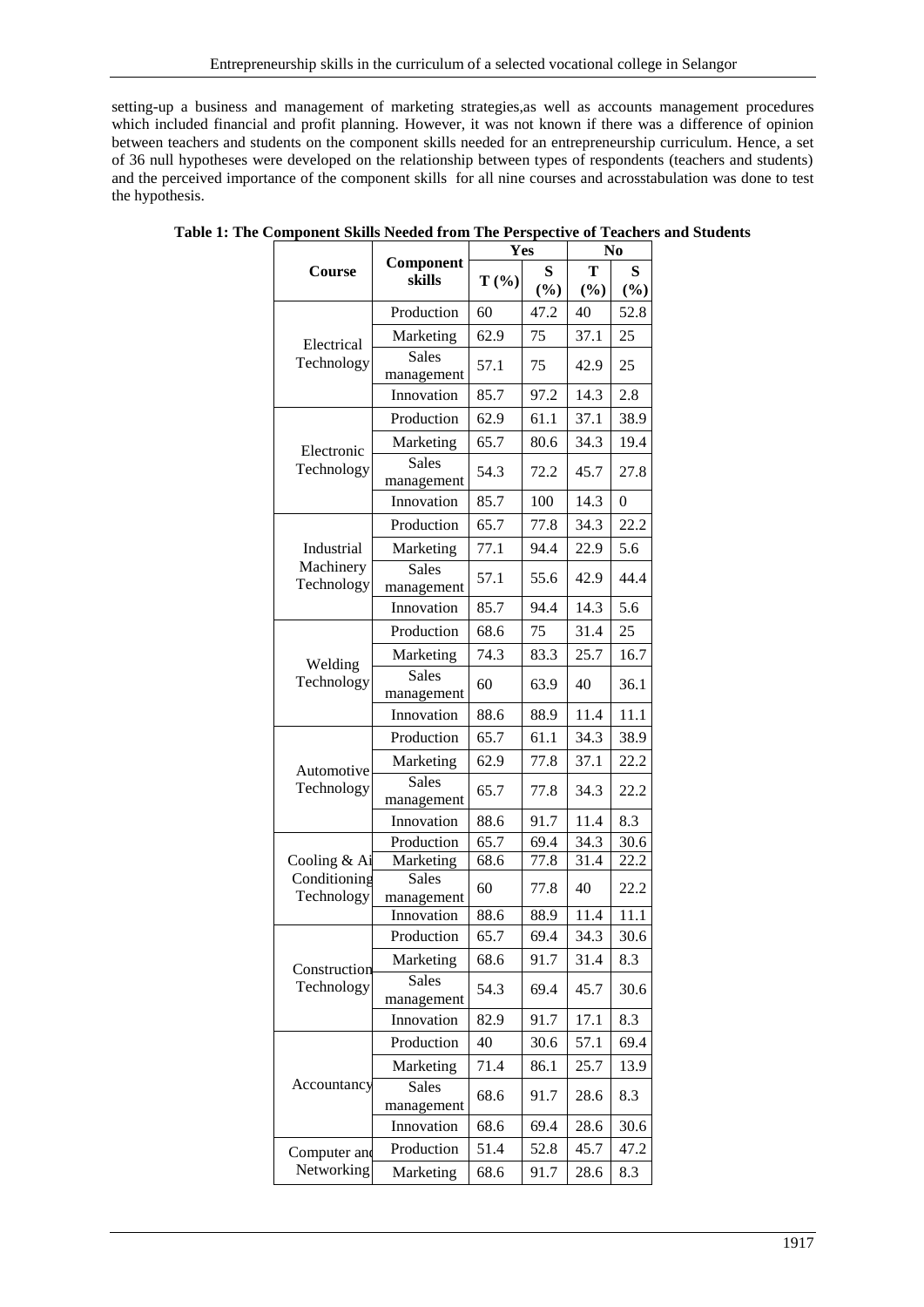setting-up a business and management of marketing strategies,as well as accounts management procedures which included financial and profit planning. However, it was not known if there was a difference of opinion between teachers and students on the component skills needed for an entrepreneurship curriculum. Hence, a set of 36 null hypotheses were developed on the relationship between types of respondents (teachers and students) and the perceived importance of the component skills for all nine courses and acrosstabulation was done to test the hypothesis.

**Table 1: The Component Skills Needed from The Perspective of Teachers and Students**

| Course | Component skills | Yes | | No | |
|---|---|---|---|---|---|
| | | T (%) | S (%) | T (%) | S (%) |
| Electrical Technology | Production | 60 | 47.2 | 40 | 52.8 |
| | Marketing | 62.9 | 75 | 37.1 | 25 |
| | Sales management | 57.1 | 75 | 42.9 | 25 |
| | Innovation | 85.7 | 97.2 | 14.3 | 2.8 |
| Electronic Technology | Production | 62.9 | 61.1 | 37.1 | 38.9 |
| | Marketing | 65.7 | 80.6 | 34.3 | 19.4 |
| | Sales management | 54.3 | 72.2 | 45.7 | 27.8 |
| | Innovation | 85.7 | 100 | 14.3 | 0 |
| Industrial Machinery Technology | Production | 65.7 | 77.8 | 34.3 | 22.2 |
| | Marketing | 77.1 | 94.4 | 22.9 | 5.6 |
| | Sales management | 57.1 | 55.6 | 42.9 | 44.4 |
| | Innovation | 85.7 | 94.4 | 14.3 | 5.6 |
| Welding Technology | Production | 68.6 | 75 | 31.4 | 25 |
| | Marketing | 74.3 | 83.3 | 25.7 | 16.7 |
| | Sales management | 60 | 63.9 | 40 | 36.1 |
| | Innovation | 88.6 | 88.9 | 11.4 | 11.1 |
| Automotive Technology | Production | 65.7 | 61.1 | 34.3 | 38.9 |
| | Marketing | 62.9 | 77.8 | 37.1 | 22.2 |
| | Sales management | 65.7 | 77.8 | 34.3 | 22.2 |
| | Innovation | 88.6 | 91.7 | 11.4 | 8.3 |
| Cooling & Air Conditioning Technology | Production | 65.7 | 69.4 | 34.3 | 30.6 |
| | Marketing | 68.6 | 77.8 | 31.4 | 22.2 |
| | Sales management | 60 | 77.8 | 40 | 22.2 |
| | Innovation | 88.6 | 88.9 | 11.4 | 11.1 |
| Construction Technology | Production | 65.7 | 69.4 | 34.3 | 30.6 |
| | Marketing | 68.6 | 91.7 | 31.4 | 8.3 |
| | Sales management | 54.3 | 69.4 | 45.7 | 30.6 |
| | Innovation | 82.9 | 91.7 | 17.1 | 8.3 |
| Accountancy | Production | 40 | 30.6 | 57.1 | 69.4 |
| | Marketing | 71.4 | 86.1 | 25.7 | 13.9 |
| | Sales management | 68.6 | 91.7 | 28.6 | 8.3 |
| | Innovation | 68.6 | 69.4 | 28.6 | 30.6 |
| Computer and Networking | Production | 51.4 | 52.8 | 45.7 | 47.2 |
| | Marketing | 68.6 | 91.7 | 28.6 | 8.3 |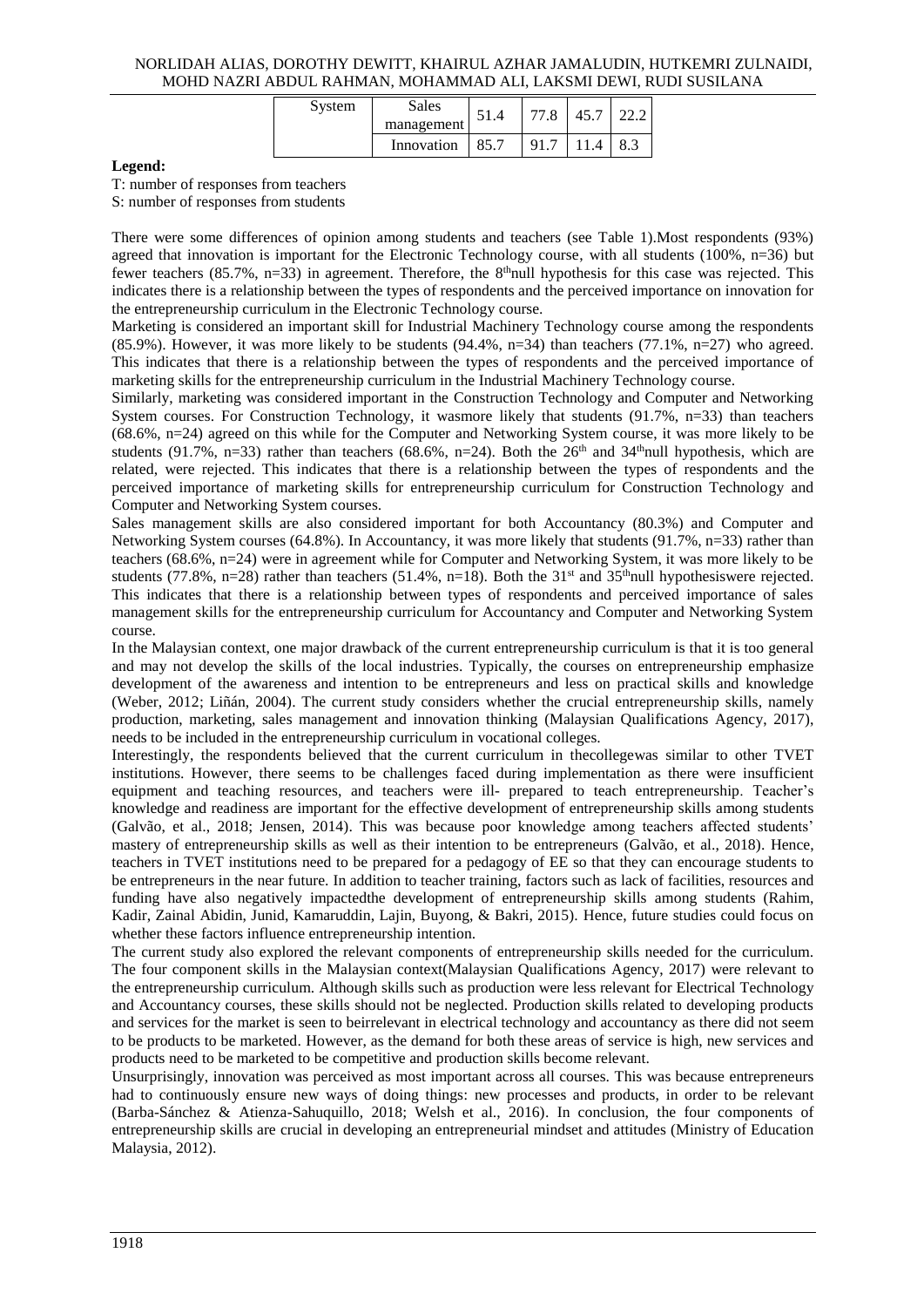| System | Sales management | 51.4 | 77.8 | 45.7 | 22.2 |
| --- | --- | --- | --- | --- | --- |
| | Innovation | 85.7 | 91.7 | 11.4 | 8.3 |

**Legend:**

T: number of responses from teachers

S: number of responses from students

There were some differences of opinion among students and teachers (see Table 1).Most respondents (93%) agreed that innovation is important for the Electronic Technology course, with all students (100%, n=36) but fewer teachers (85.7%, n=33) in agreement. Therefore, the 8[th]null hypothesis for this case was rejected. This indicates there is a relationship between the types of respondents and the perceived importance on innovation for the entrepreneurship curriculum in the Electronic Technology course.

Marketing is considered an important skill for Industrial Machinery Technology course among the respondents (85.9%). However, it was more likely to be students (94.4%, n=34) than teachers (77.1%, n=27) who agreed. This indicates that there is a relationship between the types of respondents and the perceived importance of marketing skills for the entrepreneurship curriculum in the Industrial Machinery Technology course.

Similarly, marketing was considered important in the Construction Technology and Computer and Networking System courses. For Construction Technology, it wasmore likely that students (91.7%, n=33) than teachers (68.6%, n=24) agreed on this while for the Computer and Networking System course, it was more likely to be students (91.7%, n=33) rather than teachers (68.6%, n=24). Both the 26[th] and 34[th]null hypothesis, which are related, were rejected. This indicates that there is a relationship between the types of respondents and the perceived importance of marketing skills for entrepreneurship curriculum for Construction Technology and Computer and Networking System courses.

Sales management skills are also considered important for both Accountancy (80.3%) and Computer and Networking System courses (64.8%). In Accountancy, it was more likely that students (91.7%, n=33) rather than teachers (68.6%, n=24) were in agreement while for Computer and Networking System, it was more likely to be students (77.8%, n=28) rather than teachers (51.4%, n=18). Both the 31[st] and 35[th]null hypothesiswere rejected. This indicates that there is a relationship between types of respondents and perceived importance of sales management skills for the entrepreneurship curriculum for Accountancy and Computer and Networking System course.

In the Malaysian context, one major drawback of the current entrepreneurship curriculum is that it is too general and may not develop the skills of the local industries. Typically, the courses on entrepreneurship emphasize development of the awareness and intention to be entrepreneurs and less on practical skills and knowledge (Weber, 2012; Liñán, 2004). The current study considers whether the crucial entrepreneurship skills, namely production, marketing, sales management and innovation thinking (Malaysian Qualifications Agency, 2017), needs to be included in the entrepreneurship curriculum in vocational colleges.

Interestingly, the respondents believed that the current curriculum in thecollegewas similar to other TVET institutions. However, there seems to be challenges faced during implementation as there were insufficient equipment and teaching resources, and teachers were ill- prepared to teach entrepreneurship. Teacher's knowledge and readiness are important for the effective development of entrepreneurship skills among students (Galvão, et al., 2018; Jensen, 2014). This was because poor knowledge among teachers affected students' mastery of entrepreneurship skills as well as their intention to be entrepreneurs (Galvão, et al., 2018). Hence, teachers in TVET institutions need to be prepared for a pedagogy of EE so that they can encourage students to be entrepreneurs in the near future. In addition to teacher training, factors such as lack of facilities, resources and funding have also negatively impactedthe development of entrepreneurship skills among students (Rahim, Kadir, Zainal Abidin, Junid, Kamaruddin, Lajin, Buyong, & Bakri, 2015). Hence, future studies could focus on whether these factors influence entrepreneurship intention.

The current study also explored the relevant components of entrepreneurship skills needed for the curriculum. The four component skills in the Malaysian context(Malaysian Qualifications Agency, 2017) were relevant to the entrepreneurship curriculum. Although skills such as production were less relevant for Electrical Technology and Accountancy courses, these skills should not be neglected. Production skills related to developing products and services for the market is seen to beirrelevant in electrical technology and accountancy as there did not seem to be products to be marketed. However, as the demand for both these areas of service is high, new services and products need to be marketed to be competitive and production skills become relevant.

Unsurprisingly, innovation was perceived as most important across all courses. This was because entrepreneurs had to continuously ensure new ways of doing things: new processes and products, in order to be relevant (Barba-Sánchez & Atienza-Sahuquillo, 2018; Welsh et al., 2016). In conclusion, the four components of entrepreneurship skills are crucial in developing an entrepreneurial mindset and attitudes (Ministry of Education Malaysia, 2012).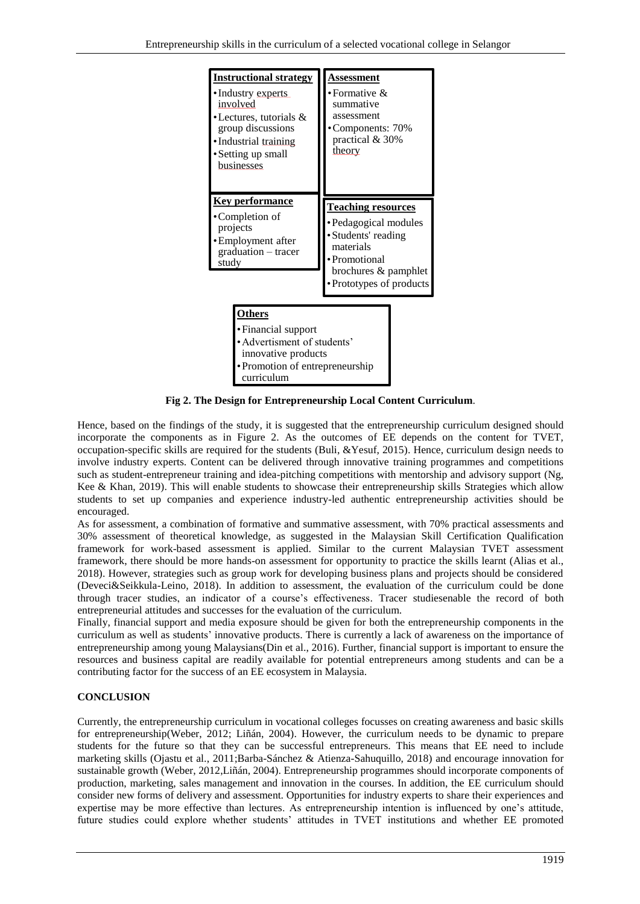**Instructional strategy**
- Industry experts involved
- Lectures, tutorials & group discussions
- Industrial training
- Setting up small businesses

**Assessment**
- Formative & summative assessment
- Components: 70% practical & 30% theory

**Key performance**
- Completion of projects
- Employment after graduation – tracer study

**Teaching resources**
- Pedagogical modules
- Students' reading materials
- Promotional brochures & pamphlet
- Prototypes of products

**Others**
- Financial support
- Advertisment of students' innovative products
- Promotion of entrepreneurship curriculum

**Fig 2. The Design for Entrepreneurship Local Content Curriculum**.

Hence, based on the findings of the study, it is suggested that the entrepreneurship curriculum designed should incorporate the components as in Figure 2. As the outcomes of EE depends on the content for TVET, occupation-specific skills are required for the students (Buli, &Yesuf, 2015). Hence, curriculum design needs to involve industry experts. Content can be delivered through innovative training programmes and competitions such as student-entrepreneur training and idea-pitching competitions with mentorship and advisory support (Ng, Kee & Khan, 2019). This will enable students to showcase their entrepreneurship skills Strategies which allow students to set up companies and experience industry-led authentic entrepreneurship activities should be encouraged.

As for assessment, a combination of formative and summative assessment, with 70% practical assessments and 30% assessment of theoretical knowledge, as suggested in the Malaysian Skill Certification Qualification framework for work-based assessment is applied. Similar to the current Malaysian TVET assessment framework, there should be more hands-on assessment for opportunity to practice the skills learnt (Alias et al., 2018). However, strategies such as group work for developing business plans and projects should be considered (Deveci&Seikkula-Leino, 2018). In addition to assessment, the evaluation of the curriculum could be done through tracer studies, an indicator of a course's effectiveness. Tracer studiesenable the record of both entrepreneurial attitudes and successes for the evaluation of the curriculum.

Finally, financial support and media exposure should be given for both the entrepreneurship components in the curriculum as well as students' innovative products. There is currently a lack of awareness on the importance of entrepreneurship among young Malaysians(Din et al., 2016). Further, financial support is important to ensure the resources and business capital are readily available for potential entrepreneurs among students and can be a contributing factor for the success of an EE ecosystem in Malaysia.

## CONCLUSION

Currently, the entrepreneurship curriculum in vocational colleges focusses on creating awareness and basic skills for entrepreneurship(Weber, 2012; Liñán, 2004). However, the curriculum needs to be dynamic to prepare students for the future so that they can be successful entrepreneurs. This means that EE need to include marketing skills (Ojastu et al., 2011;Barba-Sánchez & Atienza-Sahuquillo, 2018) and encourage innovation for sustainable growth (Weber, 2012,Liñán, 2004). Entrepreneurship programmes should incorporate components of production, marketing, sales management and innovation in the courses. In addition, the EE curriculum should consider new forms of delivery and assessment. Opportunities for industry experts to share their experiences and expertise may be more effective than lectures. As entrepreneurship intention is influenced by one's attitude, future studies could explore whether students' attitudes in TVET institutions and whether EE promoted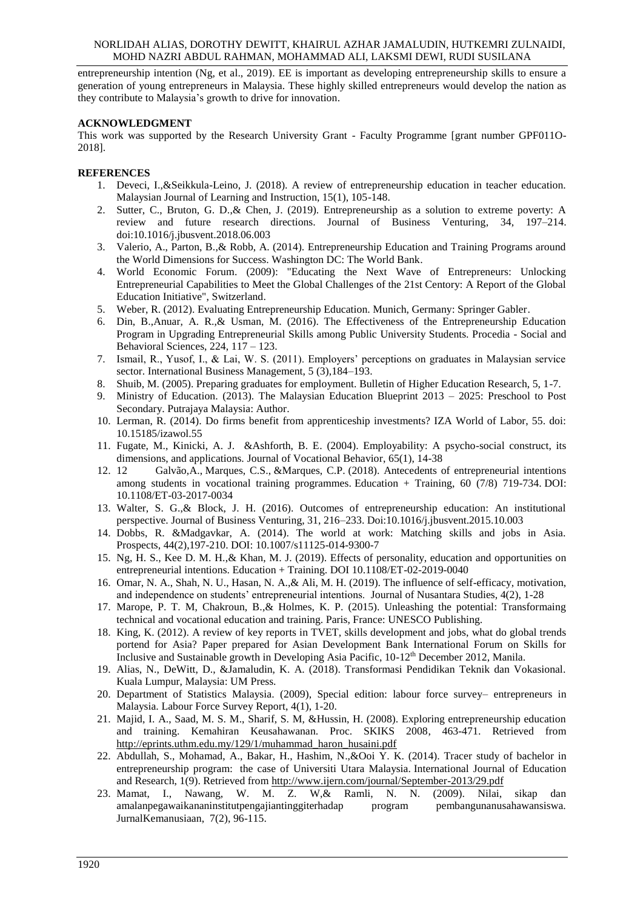entrepreneurship intention (Ng, et al., 2019). EE is important as developing entrepreneurship skills to ensure a generation of young entrepreneurs in Malaysia. These highly skilled entrepreneurs would develop the nation as they contribute to Malaysia's growth to drive for innovation.

**ACKNOWLEDGMENT**

This work was supported by the Research University Grant - Faculty Programme [grant number GPF011O-2018].

**REFERENCES**

1. Deveci, I.,&Seikkula-Leino, J. (2018). A review of entrepreneurship education in teacher education. Malaysian Journal of Learning and Instruction, 15(1), 105-148.
2. Sutter, C., Bruton, G. D.,& Chen, J. (2019). Entrepreneurship as a solution to extreme poverty: A review and future research directions. Journal of Business Venturing, 34, 197–214. doi:10.1016/j.jbusvent.2018.06.003
3. Valerio, A., Parton, B.,& Robb, A. (2014). Entrepreneurship Education and Training Programs around the World Dimensions for Success. Washington DC: The World Bank.
4. World Economic Forum. (2009): "Educating the Next Wave of Entrepreneurs: Unlocking Entrepreneurial Capabilities to Meet the Global Challenges of the 21st Centory: A Report of the Global Education Initiative", Switzerland.
5. Weber, R. (2012). Evaluating Entrepreneurship Education. Munich, Germany: Springer Gabler.
6. Din, B.,Anuar, A. R.,& Usman, M. (2016). The Effectiveness of the Entrepreneurship Education Program in Upgrading Entrepreneurial Skills among Public University Students. Procedia - Social and Behavioral Sciences, 224, 117 – 123.
7. Ismail, R., Yusof, I., & Lai, W. S. (2011). Employers' perceptions on graduates in Malaysian service sector. International Business Management, 5 (3),184–193.
8. Shuib, M. (2005). Preparing graduates for employment. Bulletin of Higher Education Research, 5, 1-7.
9. Ministry of Education. (2013). The Malaysian Education Blueprint 2013 – 2025: Preschool to Post Secondary. Putrajaya Malaysia: Author.
10. Lerman, R. (2014). Do firms benefit from apprenticeship investments? IZA World of Labor, 55. doi: 10.15185/izawol.55
11. Fugate, M., Kinicki, A. J. &Ashforth, B. E. (2004). Employability: A psycho-social construct, its dimensions, and applications. Journal of Vocational Behavior, 65(1), 14-38
12. 12 Galvão,A., Marques, C.S., &Marques, C.P. (2018). Antecedents of entrepreneurial intentions among students in vocational training programmes. Education + Training, 60 (7/8) 719-734. DOI: 10.1108/ET-03-2017-0034
13. Walter, S. G.,& Block, J. H. (2016). Outcomes of entrepreneurship education: An institutional perspective. Journal of Business Venturing, 31, 216–233. Doi:10.1016/j.jbusvent.2015.10.003
14. Dobbs, R. &Madgavkar, A. (2014). The world at work: Matching skills and jobs in Asia. Prospects, 44(2),197-210. DOI: 10.1007/s11125-014-9300-7
15. Ng, H. S., Kee D. M. H.,& Khan, M. J. (2019). Effects of personality, education and opportunities on entrepreneurial intentions. Education + Training. DOI 10.1108/ET-02-2019-0040
16. Omar, N. A., Shah, N. U., Hasan, N. A.,& Ali, M. H. (2019). The influence of self-efficacy, motivation, and independence on students' entrepreneurial intentions. Journal of Nusantara Studies, 4(2), 1-28
17. Marope, P. T. M, Chakroun, B.,& Holmes, K. P. (2015). Unleashing the potential: Transformaing technical and vocational education and training. Paris, France: UNESCO Publishing.
18. King, K. (2012). A review of key reports in TVET, skills development and jobs, what do global trends portend for Asia? Paper prepared for Asian Development Bank International Forum on Skills for Inclusive and Sustainable growth in Developing Asia Pacific, 10-12th December 2012, Manila.
19. Alias, N., DeWitt, D., &Jamaludin, K. A. (2018). Transformasi Pendidikan Teknik dan Vokasional. Kuala Lumpur, Malaysia: UM Press.
20. Department of Statistics Malaysia. (2009), Special edition: labour force survey– entrepreneurs in Malaysia. Labour Force Survey Report, 4(1), 1-20.
21. Majid, I. A., Saad, M. S. M., Sharif, S. M, &Hussin, H. (2008). Exploring entrepreneurship education and training. Kemahiran Keusahawanan. Proc. SKIKS 2008, 463-471. Retrieved from http://eprints.uthm.edu.my/129/1/muhammad_haron_husaini.pdf
22. Abdullah, S., Mohamad, A., Bakar, H., Hashim, N.,&Ooi Y. K. (2014). Tracer study of bachelor in entrepreneurship program: the case of Universiti Utara Malaysia. International Journal of Education and Research, 1(9). Retrieved from http://www.ijern.com/journal/September-2013/29.pdf
23. Mamat, I., Nawang, W. M. Z. W,& Ramli, N. N. (2009). Nilai, sikap dan amalanpegawaikananinstitutpengajiantinggiterhadap program pembangunanusahawansiswa. JurnalKemanusiaan, 7(2), 96-115.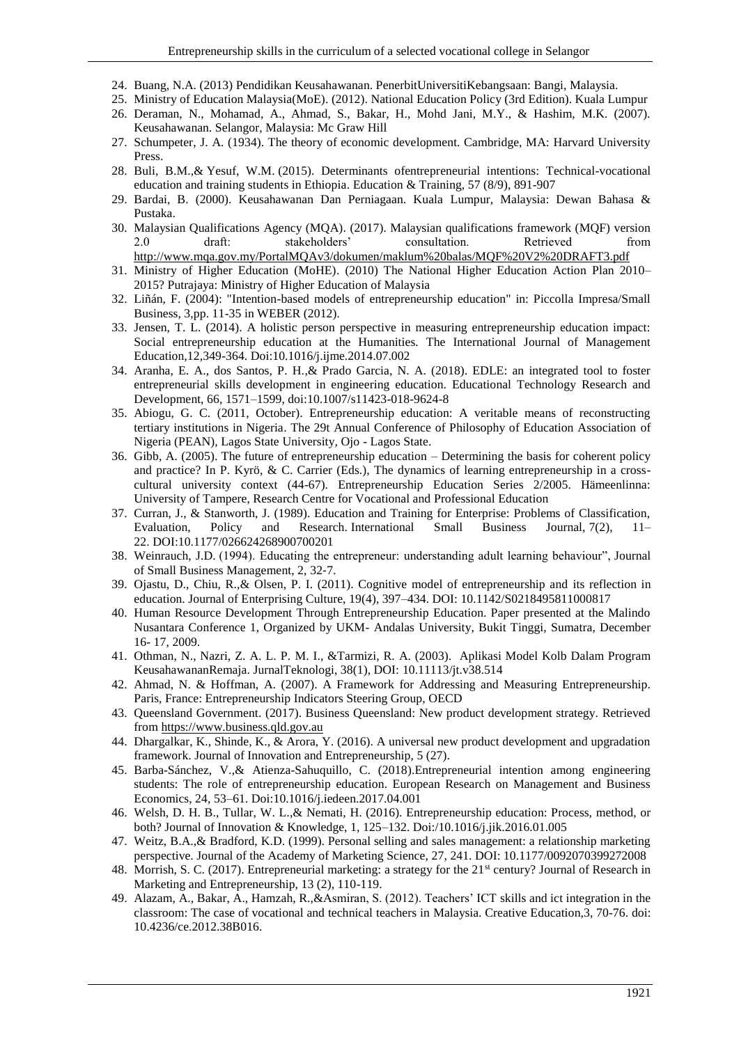24. Buang, N.A. (2013) Pendidikan Keusahawanan. PenerbitUniversitiKebangsaan: Bangi, Malaysia.
25. Ministry of Education Malaysia(MoE). (2012). National Education Policy (3rd Edition). Kuala Lumpur
26. Deraman, N., Mohamad, A., Ahmad, S., Bakar, H., Mohd Jani, M.Y., & Hashim, M.K. (2007). Keusahawanan. Selangor, Malaysia: Mc Graw Hill
27. Schumpeter, J. A. (1934). The theory of economic development. Cambridge, MA: Harvard University Press.
28. Buli, B.M.,& Yesuf, W.M. (2015). Determinants ofentrepreneurial intentions: Technical-vocational education and training students in Ethiopia. Education & Training, 57 (8/9), 891-907
29. Bardai, B. (2000). Keusahawanan Dan Perniagaan. Kuala Lumpur, Malaysia: Dewan Bahasa & Pustaka.
30. Malaysian Qualifications Agency (MQA). (2017). Malaysian qualifications framework (MQF) version 2.0 draft: stakeholders' consultation. Retrieved from http://www.mqa.gov.my/PortalMQAv3/dokumen/maklum%20balas/MQF%20V2%20DRAFT3.pdf
31. Ministry of Higher Education (MoHE). (2010) The National Higher Education Action Plan 2010–2015? Putrajaya: Ministry of Higher Education of Malaysia
32. Liñán, F. (2004): "Intention-based models of entrepreneurship education" in: Piccolla Impresa/Small Business, 3,pp. 11-35 in WEBER (2012).
33. Jensen, T. L. (2014). A holistic person perspective in measuring entrepreneurship education impact: Social entrepreneurship education at the Humanities. The International Journal of Management Education,12,349-364. Doi:10.1016/j.ijme.2014.07.002
34. Aranha, E. A., dos Santos, P. H.,& Prado Garcia, N. A. (2018). EDLE: an integrated tool to foster entrepreneurial skills development in engineering education. Educational Technology Research and Development, 66, 1571–1599, doi:10.1007/s11423-018-9624-8
35. Abiogu, G. C. (2011, October). Entrepreneurship education: A veritable means of reconstructing tertiary institutions in Nigeria. The 29t Annual Conference of Philosophy of Education Association of Nigeria (PEAN), Lagos State University, Ojo - Lagos State.
36. Gibb, A. (2005). The future of entrepreneurship education – Determining the basis for coherent policy and practice? In P. Kyrö, & C. Carrier (Eds.), The dynamics of learning entrepreneurship in a cross-cultural university context (44-67). Entrepreneurship Education Series 2/2005. Hämeenlinna: University of Tampere, Research Centre for Vocational and Professional Education
37. Curran, J., & Stanworth, J. (1989). Education and Training for Enterprise: Problems of Classification, Evaluation, Policy and Research. International Small Business Journal, 7(2), 11–22. DOI:10.1177/026624268900700201
38. Weinrauch, J.D. (1994). Educating the entrepreneur: understanding adult learning behaviour", Journal of Small Business Management, 2, 32-7.
39. Ojastu, D., Chiu, R.,& Olsen, P. I. (2011). Cognitive model of entrepreneurship and its reflection in education. Journal of Enterprising Culture, 19(4), 397–434. DOI: 10.1142/S0218495811000817
40. Human Resource Development Through Entrepreneurship Education. Paper presented at the Malindo Nusantara Conference 1, Organized by UKM- Andalas University, Bukit Tinggi, Sumatra, December 16- 17, 2009.
41. Othman, N., Nazri, Z. A. L. P. M. I., &Tarmizi, R. A. (2003). Aplikasi Model Kolb Dalam Program KeusahawananRemaja. JurnalTeknologi, 38(1), DOI: 10.11113/jt.v38.514
42. Ahmad, N. & Hoffman, A. (2007). A Framework for Addressing and Measuring Entrepreneurship. Paris, France: Entrepreneurship Indicators Steering Group, OECD
43. Queensland Government. (2017). Business Queensland: New product development strategy. Retrieved from https://www.business.qld.gov.au
44. Dhargalkar, K., Shinde, K., & Arora, Y. (2016). A universal new product development and upgradation framework. Journal of Innovation and Entrepreneurship, 5 (27).
45. Barba-Sánchez, V.,& Atienza-Sahuquillo, C. (2018).Entrepreneurial intention among engineering students: The role of entrepreneurship education. European Research on Management and Business Economics, 24, 53–61. Doi:10.1016/j.iedeen.2017.04.001
46. Welsh, D. H. B., Tullar, W. L.,& Nemati, H. (2016). Entrepreneurship education: Process, method, or both? Journal of Innovation & Knowledge, 1, 125–132. Doi:/10.1016/j.jik.2016.01.005
47. Weitz, B.A.,& Bradford, K.D. (1999). Personal selling and sales management: a relationship marketing perspective. Journal of the Academy of Marketing Science, 27, 241. DOI: 10.1177/0092070399272008
48. Morrish, S. C. (2017). Entrepreneurial marketing: a strategy for the 21st century? Journal of Research in Marketing and Entrepreneurship, 13 (2), 110-119.
49. Alazam, A., Bakar, A., Hamzah, R.,&Asmiran, S. (2012). Teachers' ICT skills and ict integration in the classroom: The case of vocational and technical teachers in Malaysia. Creative Education,3, 70-76. doi: 10.4236/ce.2012.38B016.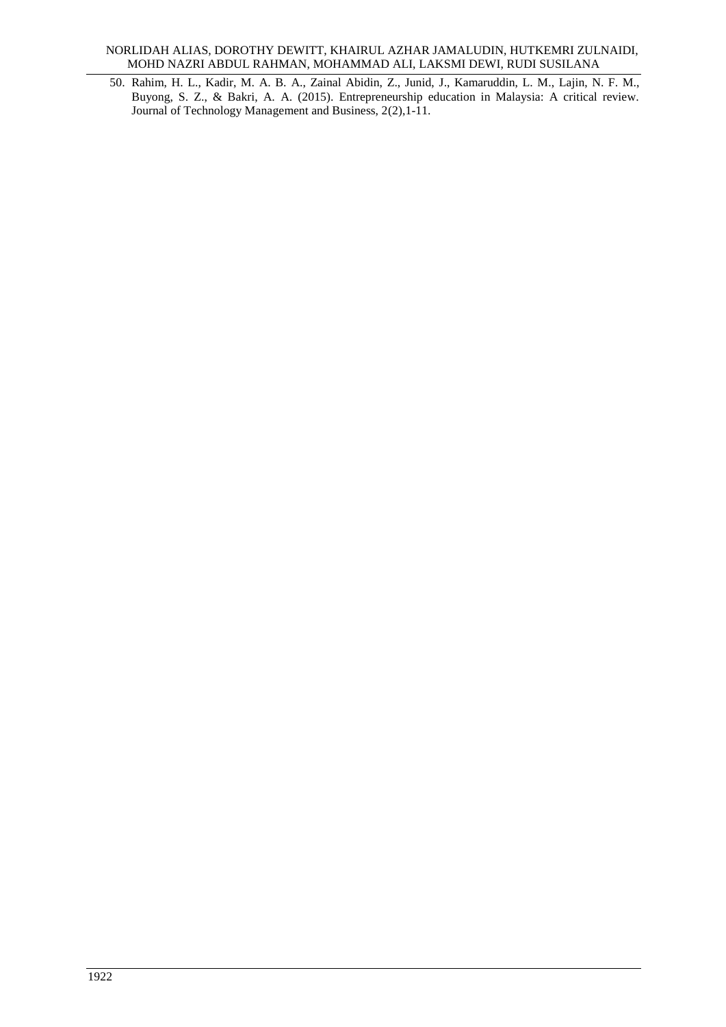50. Rahim, H. L., Kadir, M. A. B. A., Zainal Abidin, Z., Junid, J., Kamaruddin, L. M., Lajin, N. F. M., Buyong, S. Z., & Bakri, A. A. (2015). Entrepreneurship education in Malaysia: A critical review. Journal of Technology Management and Business, 2(2),1-11.